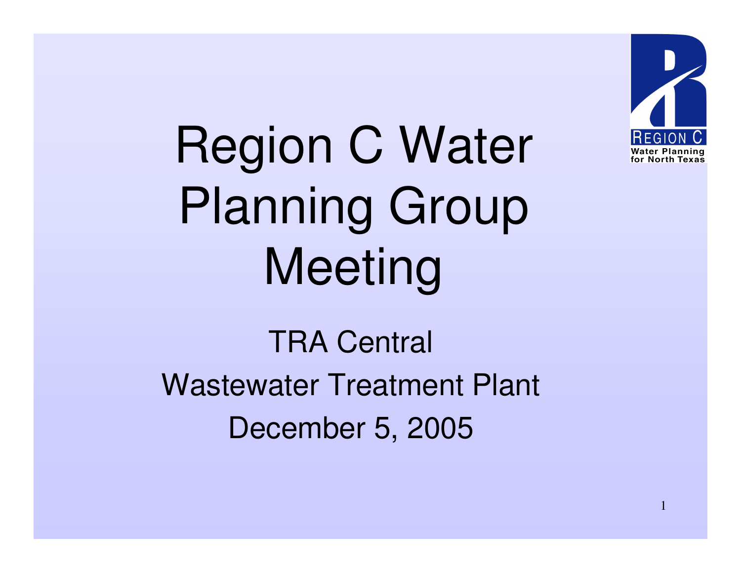# Region C Water Planning Group Meeting

TRA Central

Wastewater Treatment Plant

December 5, 2005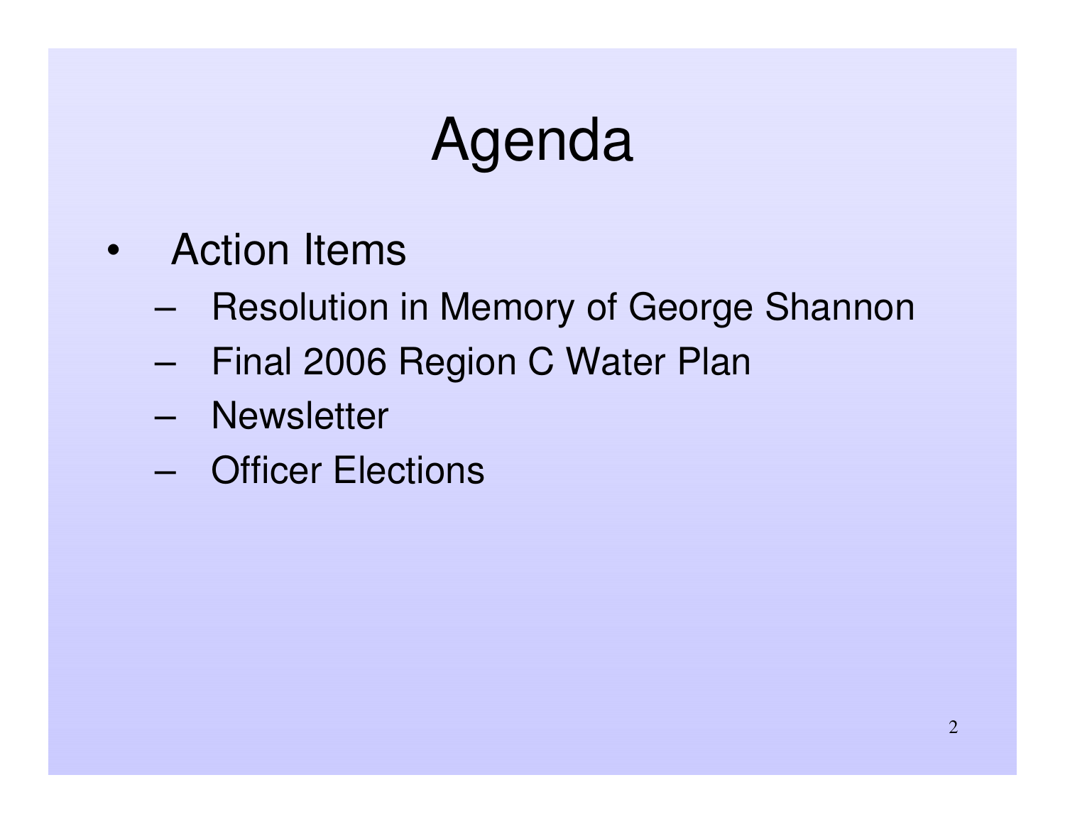# Agenda

- Action Items
  - Resolution in Memory of George Shannon
  - Final 2006 Region C Water Plan
  - Newsletter
  - Officer Elections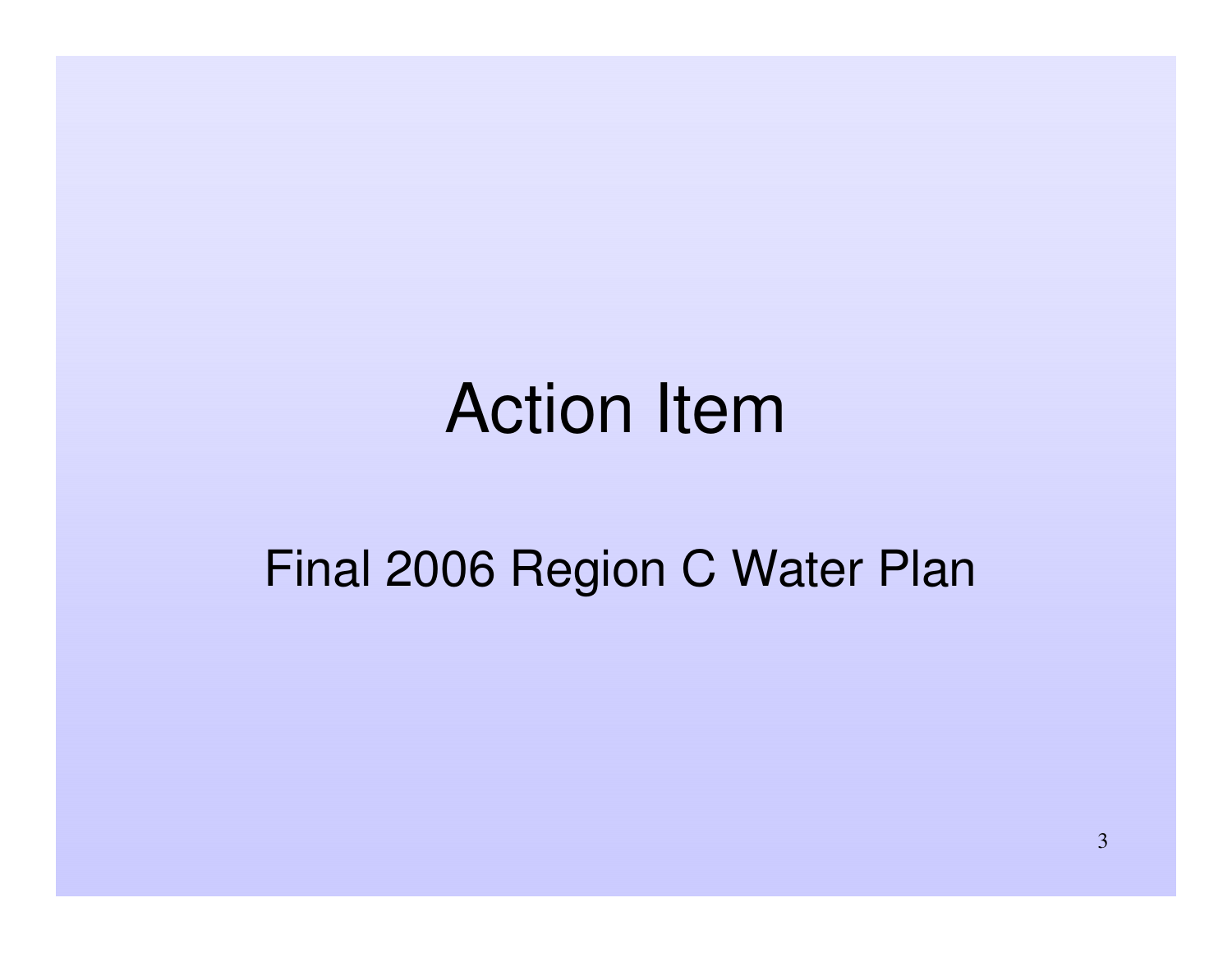# Action Item

## Final 2006 Region C Water Plan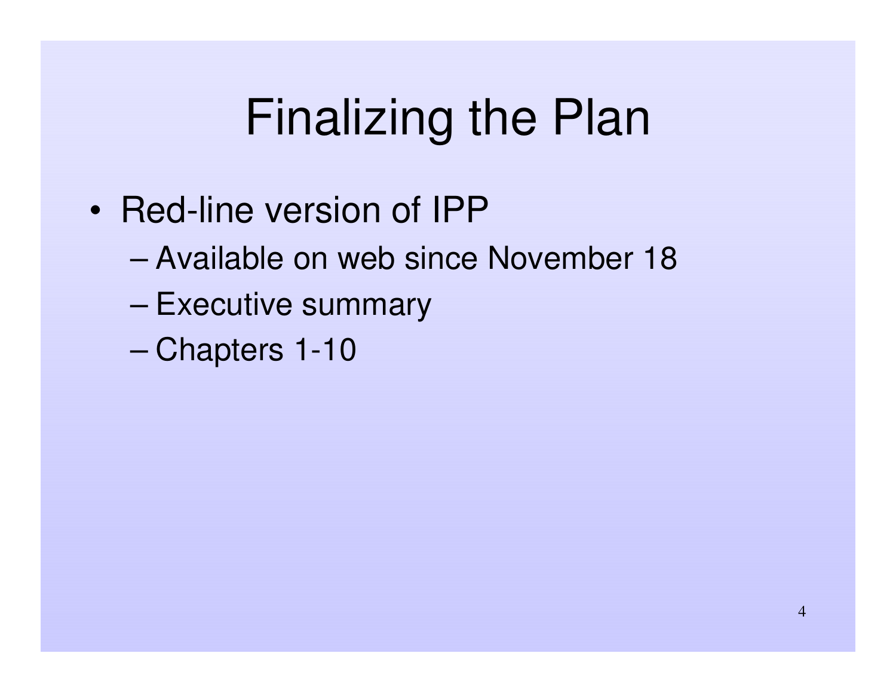# Finalizing the Plan

- Red-line version of IPP
  - Available on web since November 18
  - Executive summary
  - Chapters 1-10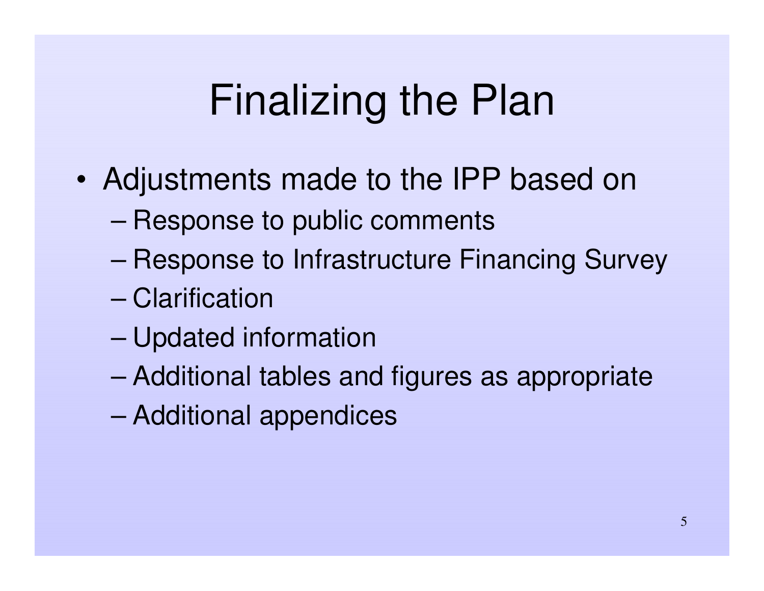# Finalizing the Plan

- Adjustments made to the IPP based on
  - Response to public comments
  - Response to Infrastructure Financing Survey
  - Clarification
  - Updated information
  - Additional tables and figures as appropriate
  - Additional appendices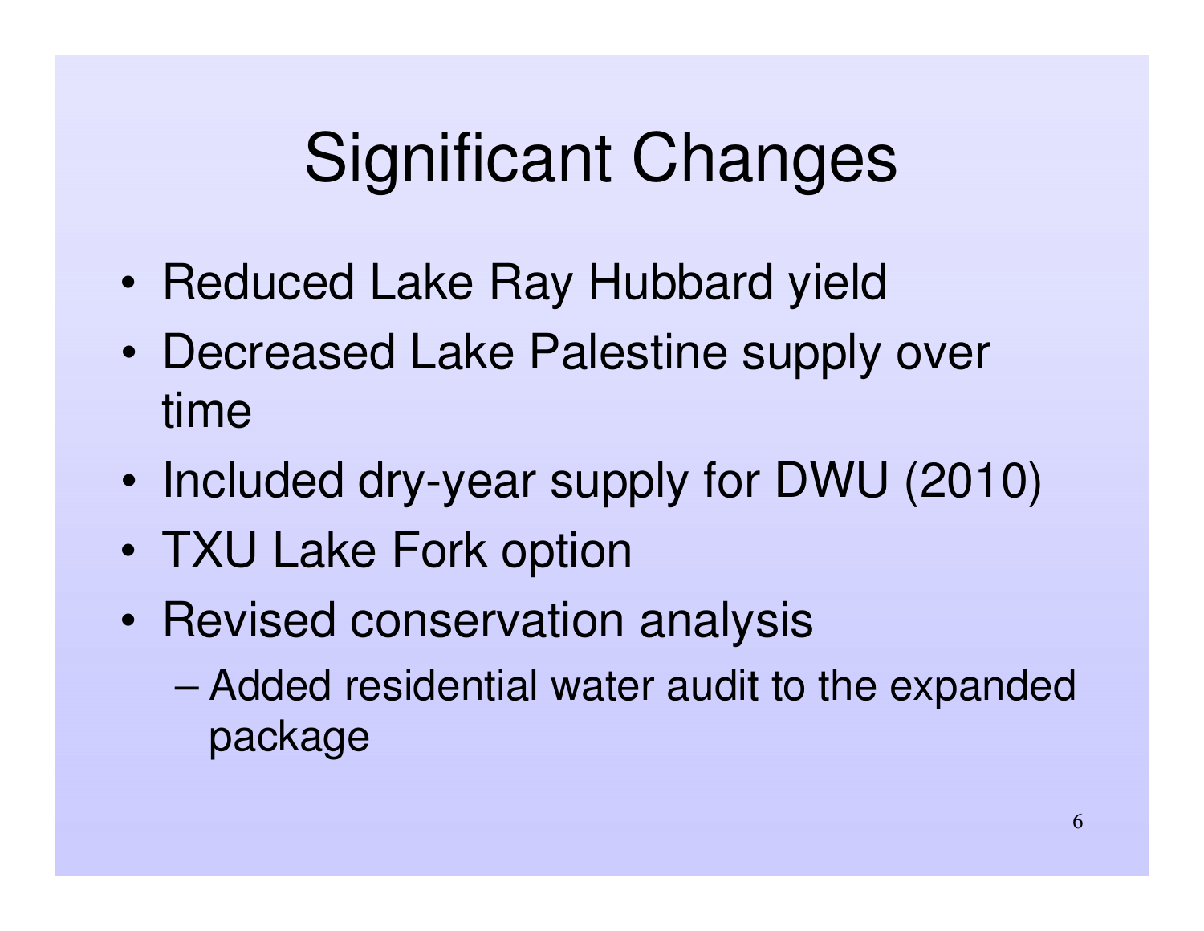# Significant Changes

- Reduced Lake Ray Hubbard yield
- Decreased Lake Palestine supply over time
- Included dry-year supply for DWU (2010)
- TXU Lake Fork option
- Revised conservation analysis
  - Added residential water audit to the expanded package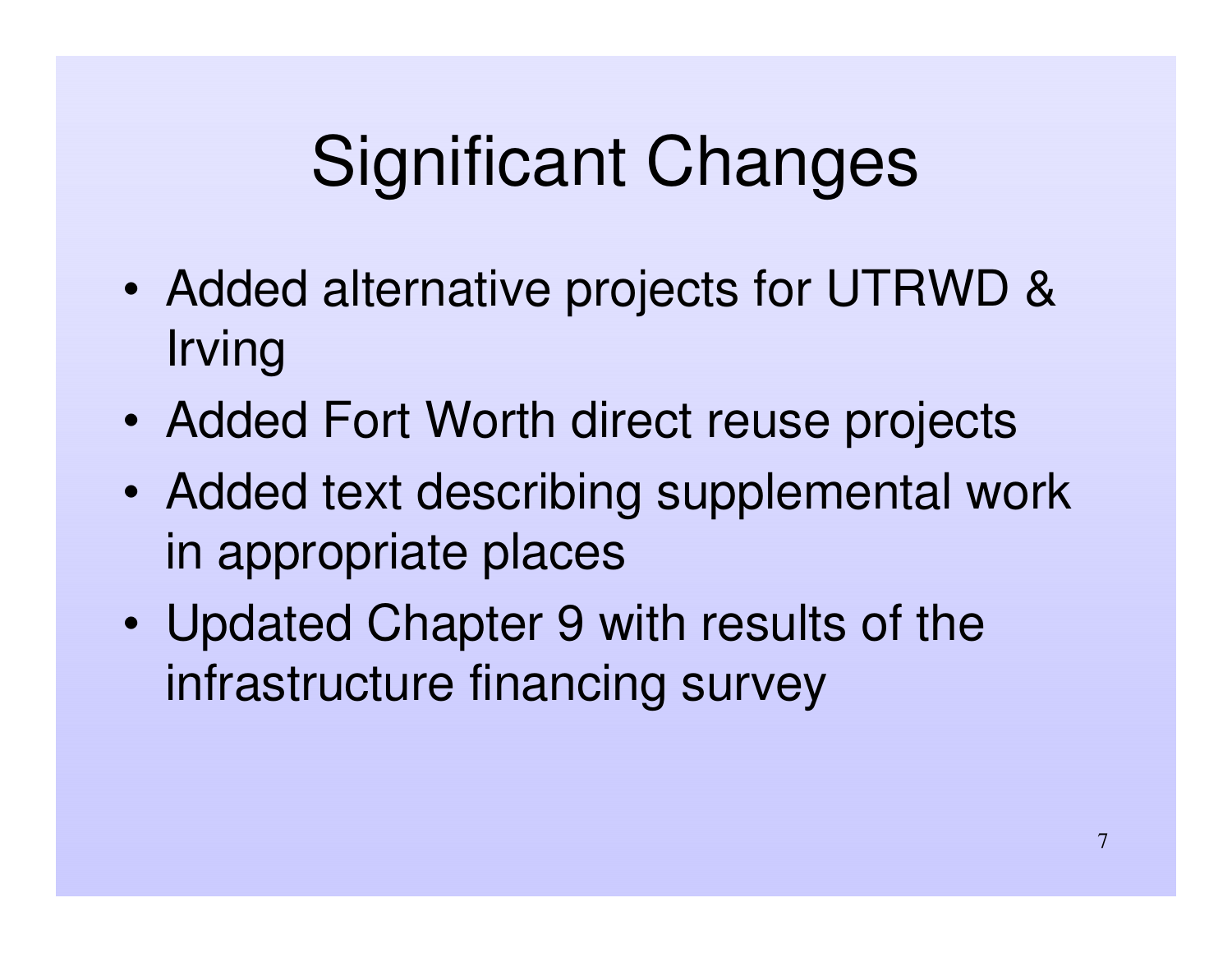# Significant Changes

- Added alternative projects for UTRWD & Irving
- Added Fort Worth direct reuse projects
- Added text describing supplemental work in appropriate places
- Updated Chapter 9 with results of the infrastructure financing survey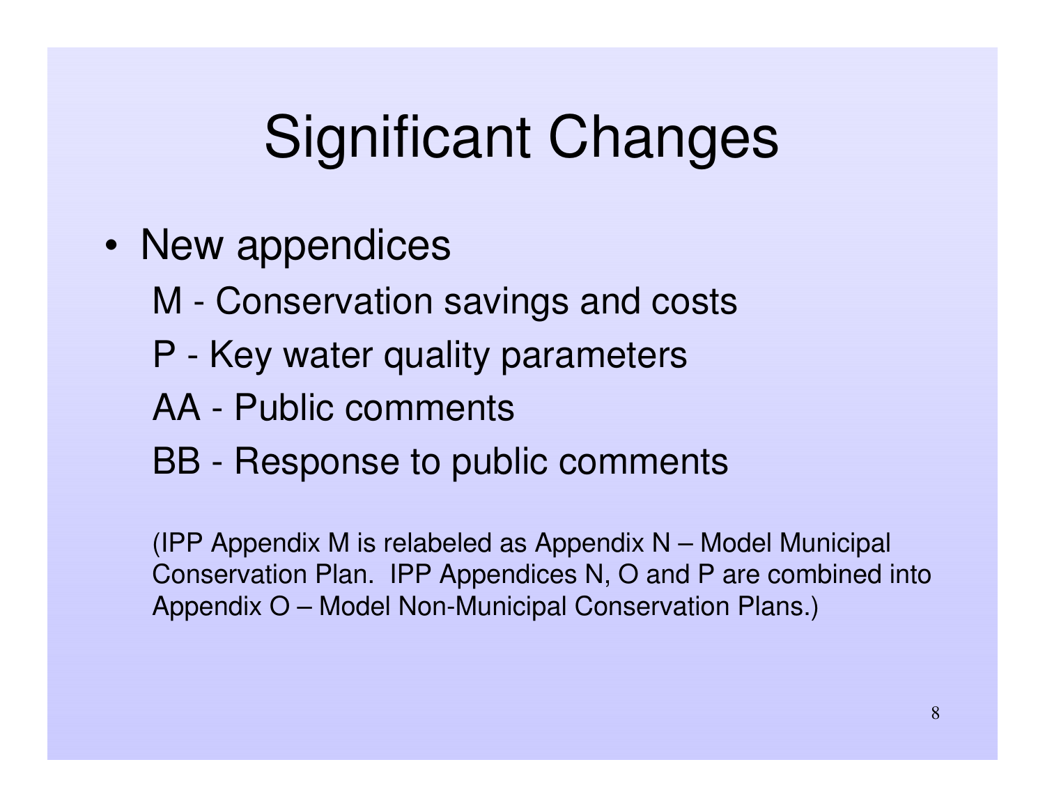# Significant Changes

- New appendices
  - M - Conservation savings and costs
  - P - Key water quality parameters
  - AA - Public comments
  - BB - Response to public comments

(IPP Appendix M is relabeled as Appendix N – Model Municipal Conservation Plan. IPP Appendices N, O and P are combined into Appendix O – Model Non-Municipal Conservation Plans.)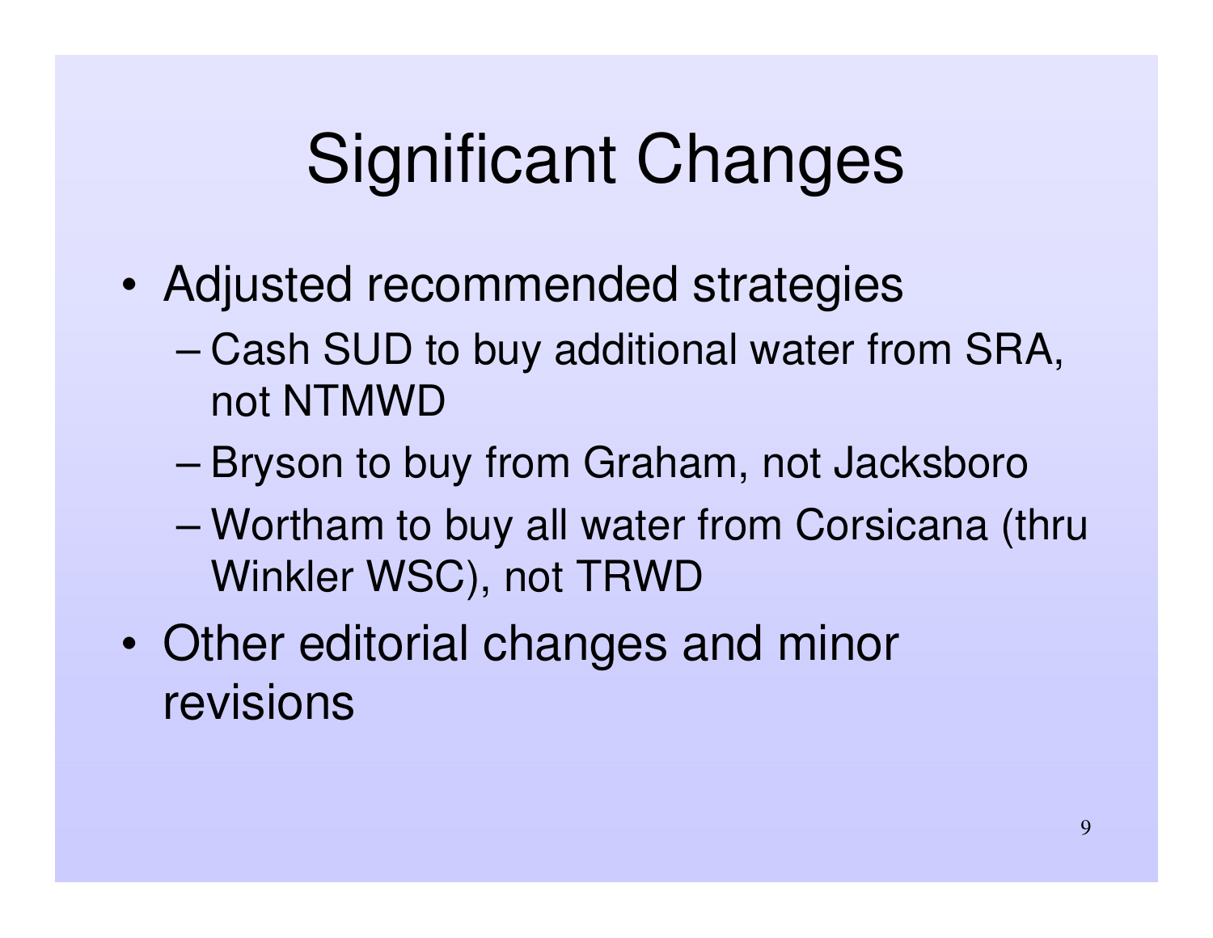# Significant Changes

- Adjusted recommended strategies
  - Cash SUD to buy additional water from SRA, not NTMWD
  - Bryson to buy from Graham, not Jacksboro
  - Wortham to buy all water from Corsicana (thru Winkler WSC), not TRWD
- Other editorial changes and minor revisions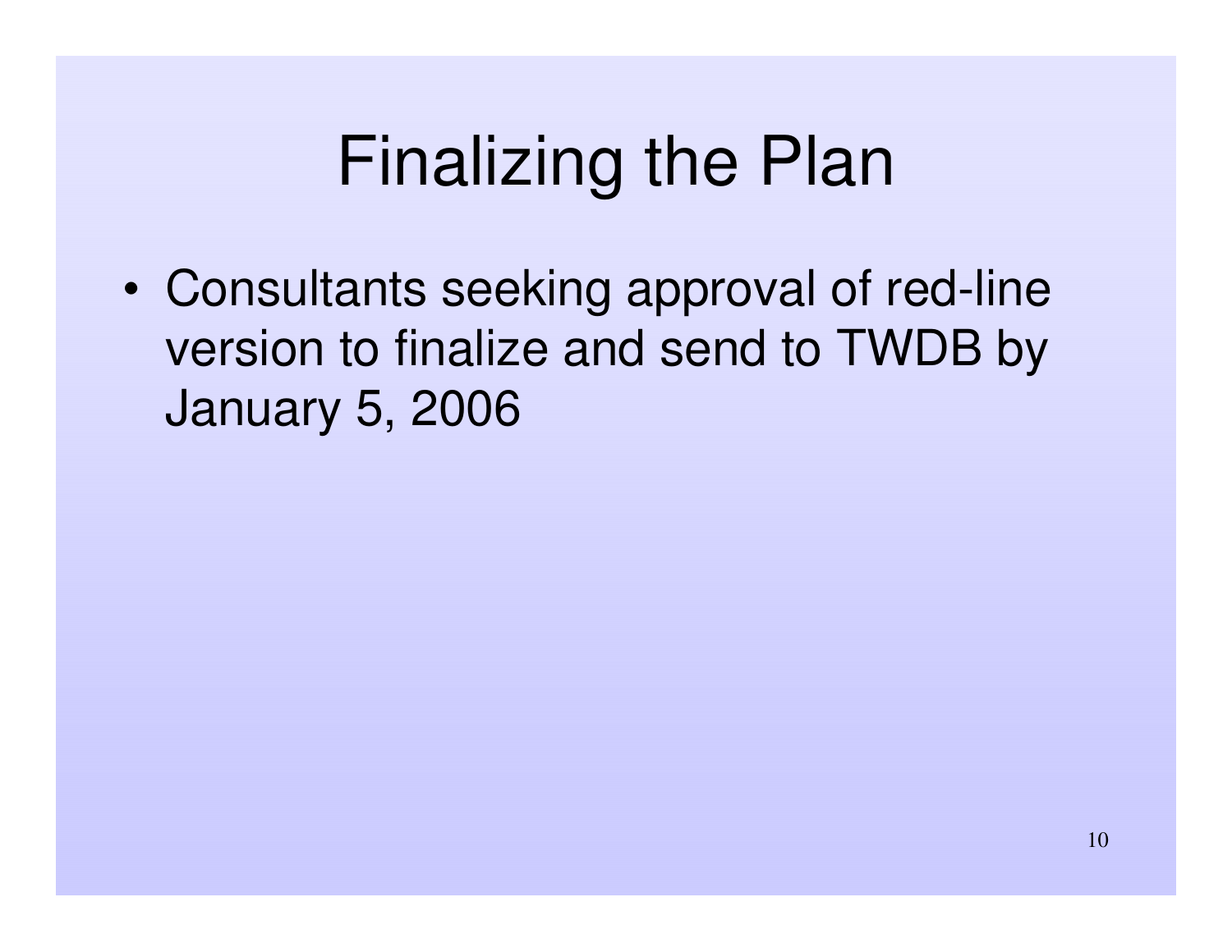# Finalizing the Plan

- Consultants seeking approval of red-line version to finalize and send to TWDB by January 5, 2006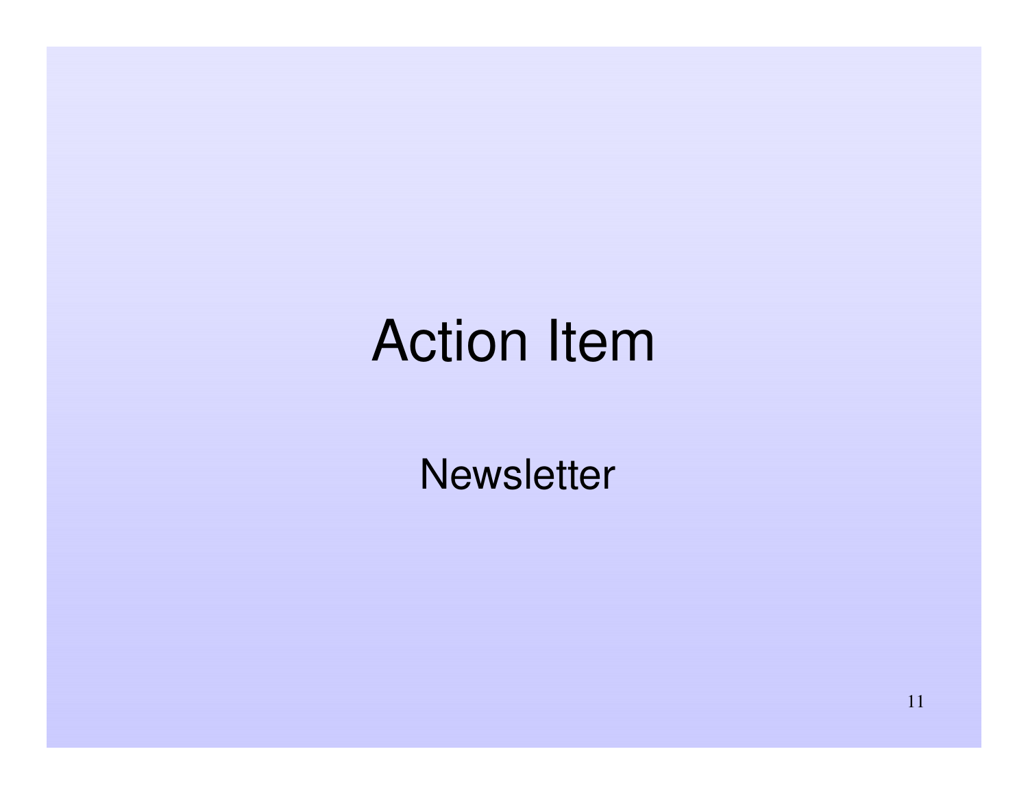# Action Item

Newsletter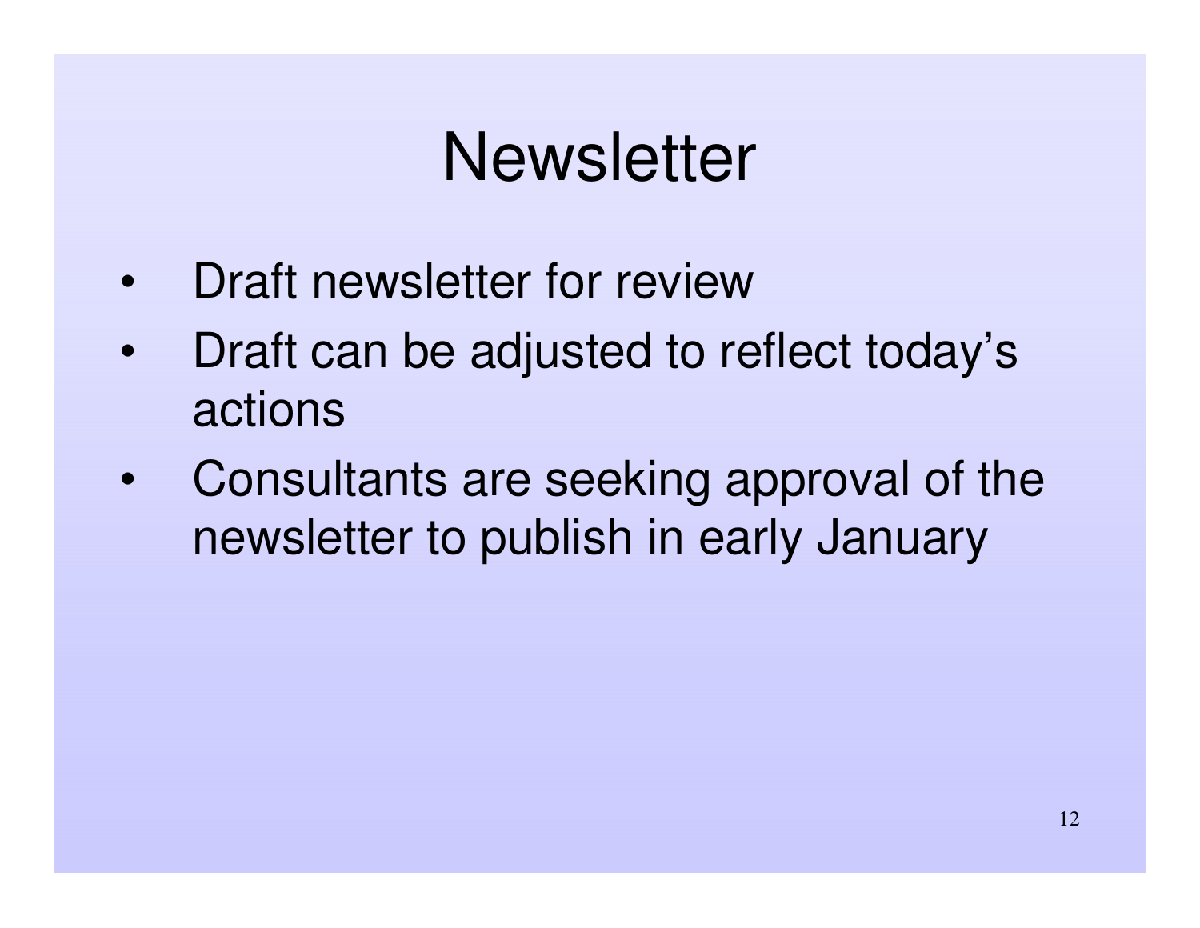# Newsletter

- Draft newsletter for review
- Draft can be adjusted to reflect today's actions
- Consultants are seeking approval of the newsletter to publish in early January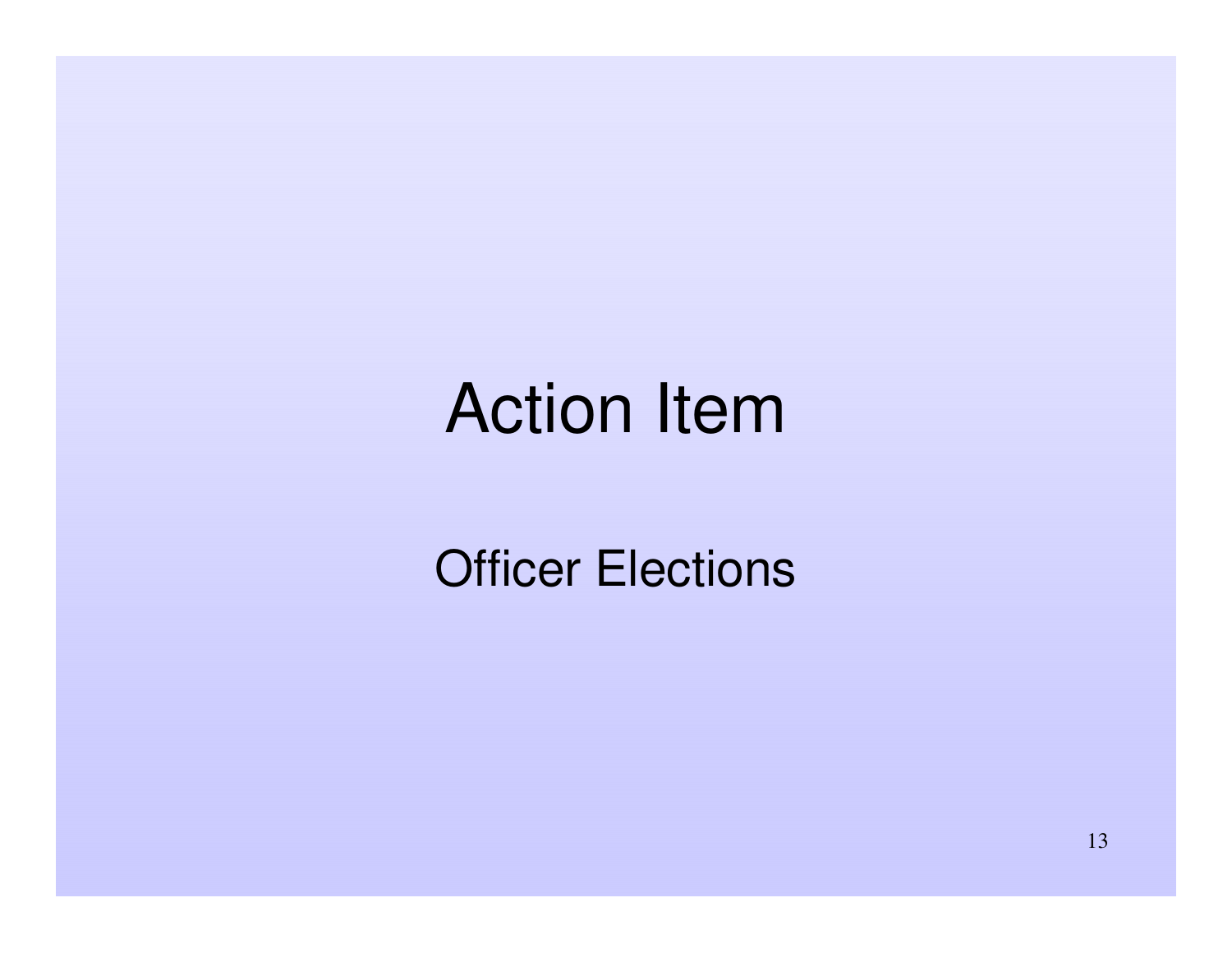# Action Item

Officer Elections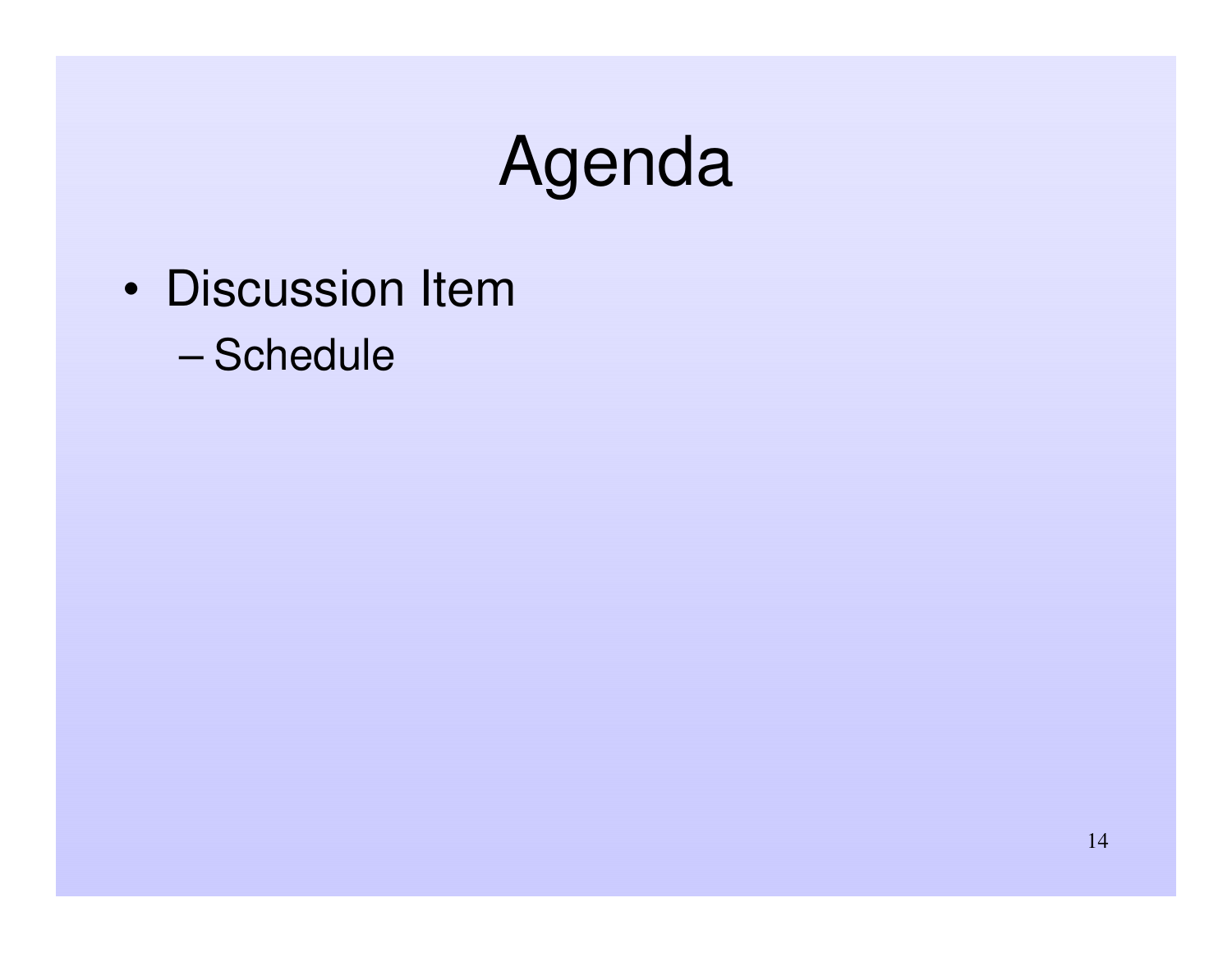# Agenda

- Discussion Item
  - Schedule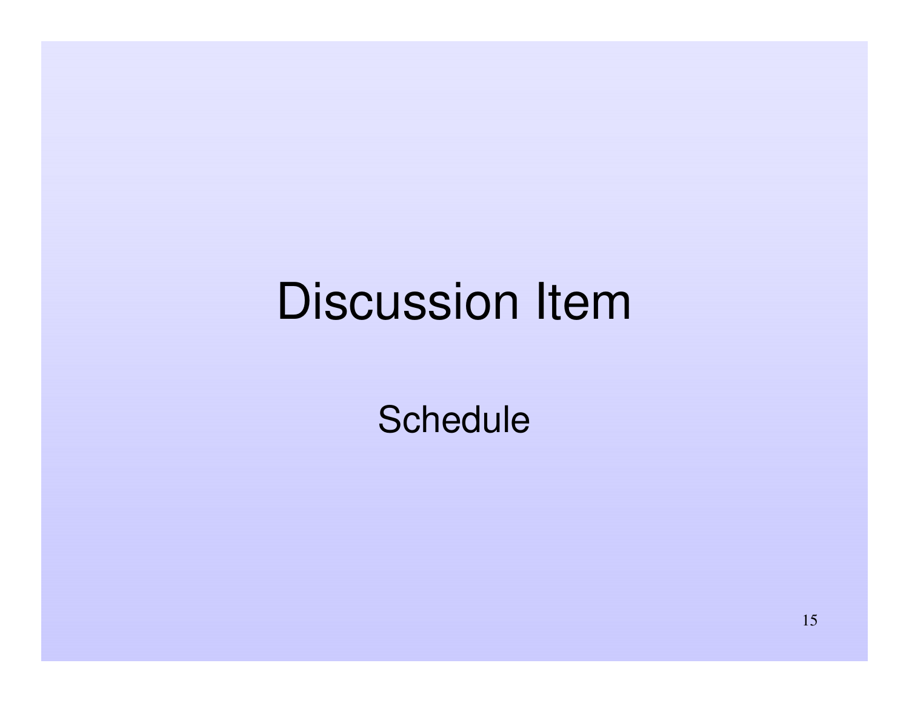# Discussion Item

Schedule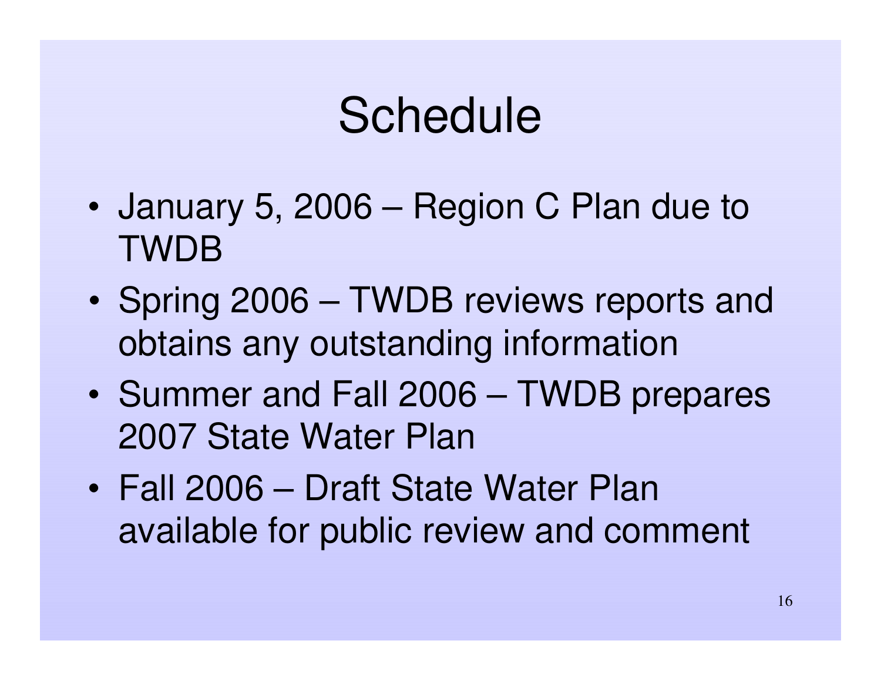# Schedule

- January 5, 2006 – Region C Plan due to TWDB
- Spring 2006 – TWDB reviews reports and obtains any outstanding information
- Summer and Fall 2006 – TWDB prepares 2007 State Water Plan
- Fall 2006 – Draft State Water Plan available for public review and comment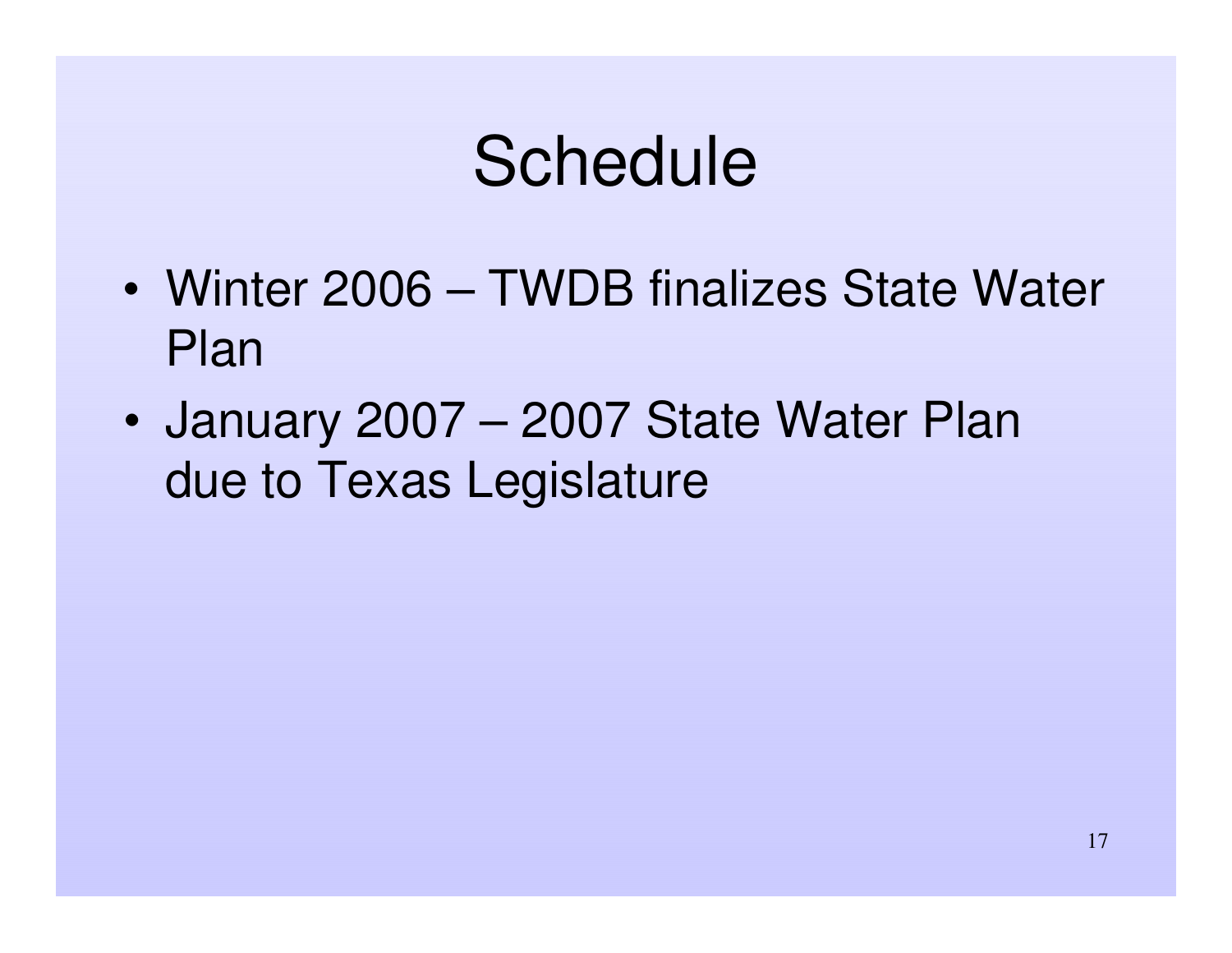# Schedule

- Winter 2006 – TWDB finalizes State Water Plan
- January 2007 – 2007 State Water Plan due to Texas Legislature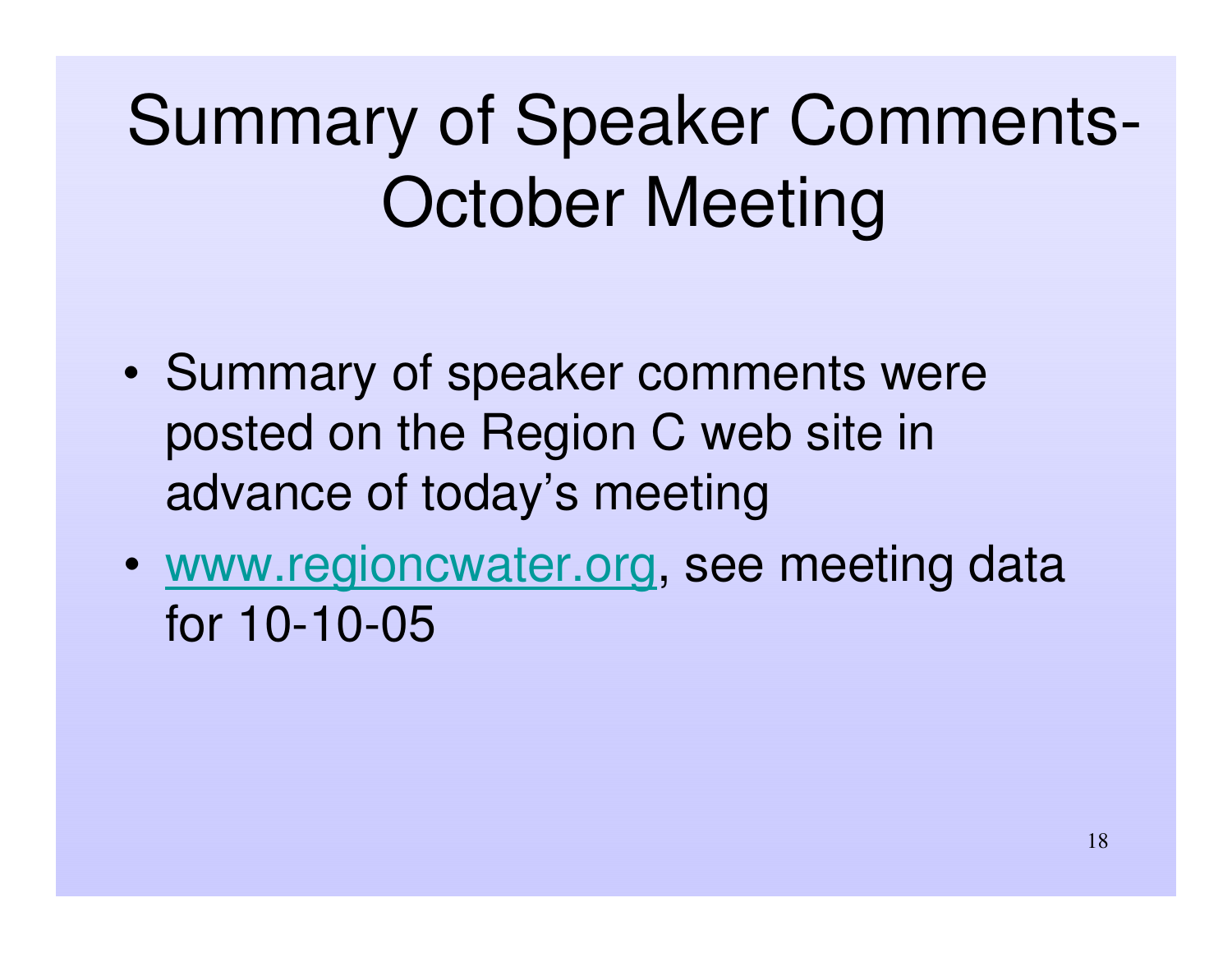# Summary of Speaker Comments-October Meeting

- Summary of speaker comments were posted on the Region C web site in advance of today's meeting
- [www.regioncwater.org](http://www.regioncwater.org), see meeting data for 10-10-05